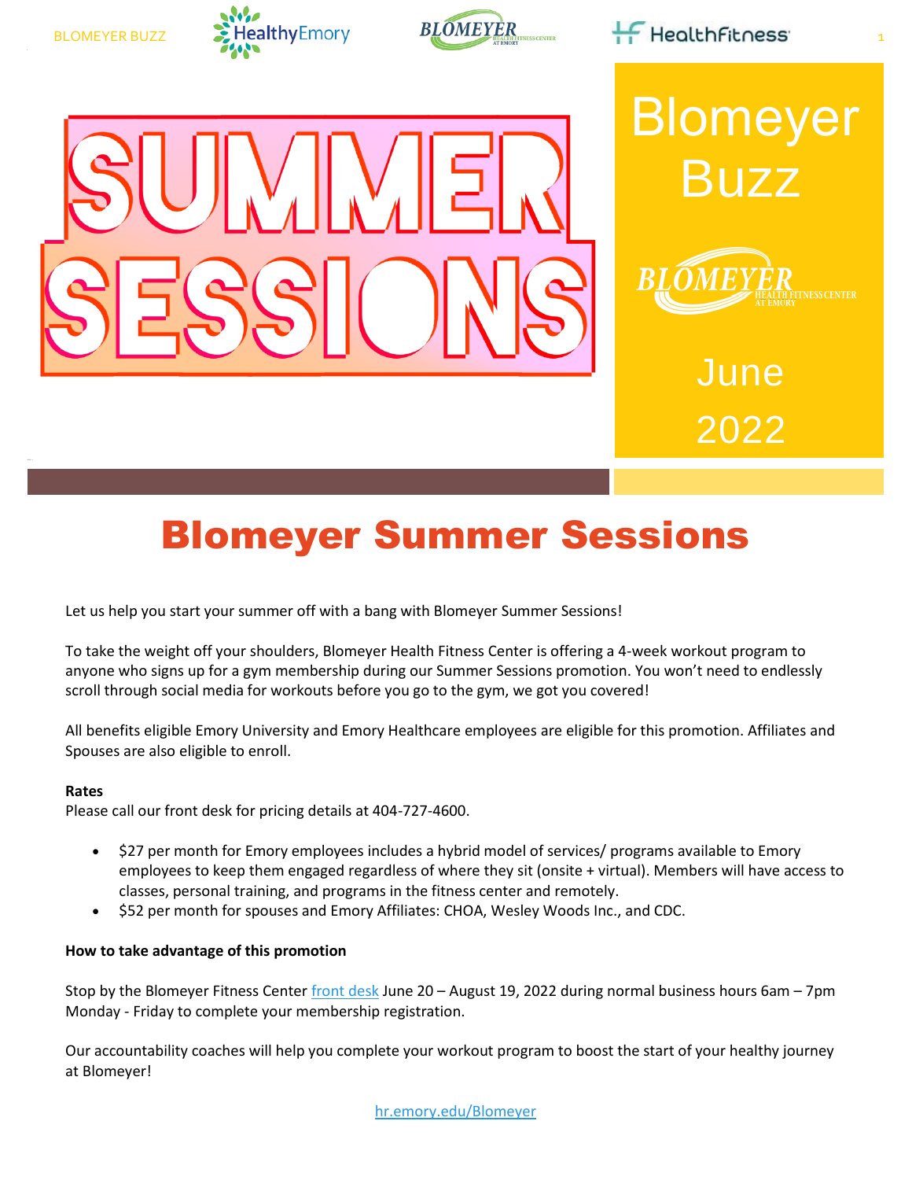# SUMMER SESSIONS

# Blomeyer Buzz

June 2022

## Blomeyer Summer Sessions

Let us help you start your summer off with a bang with Blomeyer Summer Sessions!

To take the weight off your shoulders, Blomeyer Health Fitness Center is offering a 4-week workout program to anyone who signs up for a gym membership during our Summer Sessions promotion. You won't need to endlessly scroll through social media for workouts before you go to the gym, we got you covered!

All benefits eligible Emory University and Emory Healthcare employees are eligible for this promotion. Affiliates and Spouses are also eligible to enroll.

**Rates**
Please call our front desk for pricing details at 404-727-4600.

- $27 per month for Emory employees includes a hybrid model of services/ programs available to Emory employees to keep them engaged regardless of where they sit (onsite + virtual). Members will have access to classes, personal training, and programs in the fitness center and remotely.
- $52 per month for spouses and Emory Affiliates: CHOA, Wesley Woods Inc., and CDC.

**How to take advantage of this promotion**

Stop by the Blomeyer Fitness Center front desk June 20 – August 19, 2022 during normal business hours 6am – 7pm Monday - Friday to complete your membership registration.

Our accountability coaches will help you complete your workout program to boost the start of your healthy journey at Blomeyer!

hr.emory.edu/Blomeyer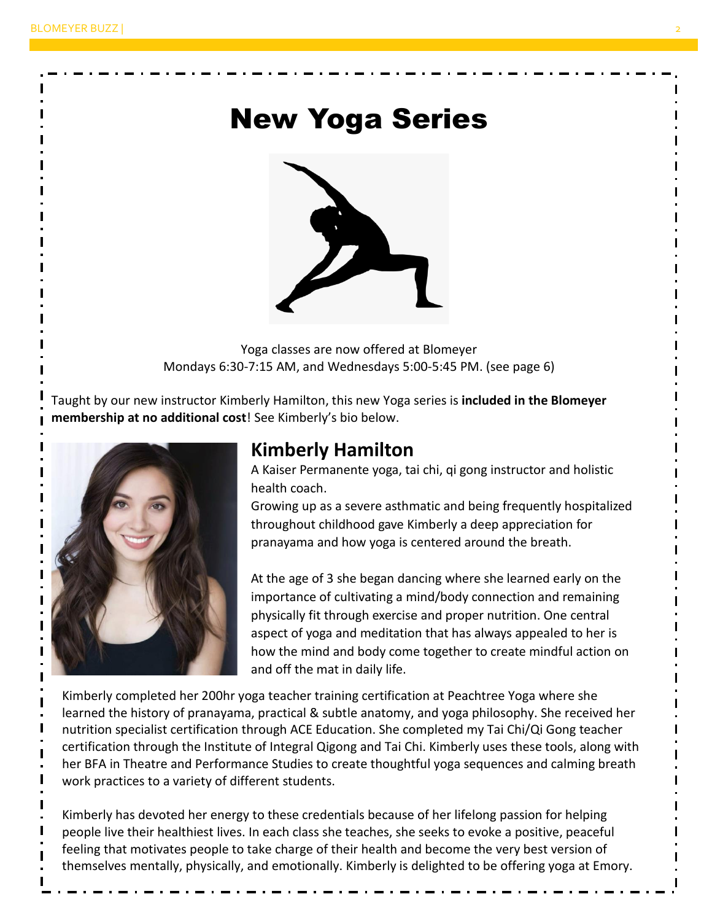# New Yoga Series

Yoga classes are now offered at Blomeyer
Mondays 6:30-7:15 AM, and Wednesdays 5:00-5:45 PM. (see page 6)

Taught by our new instructor Kimberly Hamilton, this new Yoga series is **included in the Blomeyer membership at no additional cost**! See Kimberly's bio below.

## Kimberly Hamilton

A Kaiser Permanente yoga, tai chi, qi gong instructor and holistic health coach.
Growing up as a severe asthmatic and being frequently hospitalized throughout childhood gave Kimberly a deep appreciation for pranayama and how yoga is centered around the breath.

At the age of 3 she began dancing where she learned early on the importance of cultivating a mind/body connection and remaining physically fit through exercise and proper nutrition. One central aspect of yoga and meditation that has always appealed to her is how the mind and body come together to create mindful action on and off the mat in daily life.

Kimberly completed her 200hr yoga teacher training certification at Peachtree Yoga where she learned the history of pranayama, practical & subtle anatomy, and yoga philosophy. She received her nutrition specialist certification through ACE Education. She completed my Tai Chi/Qi Gong teacher certification through the Institute of Integral Qigong and Tai Chi. Kimberly uses these tools, along with her BFA in Theatre and Performance Studies to create thoughtful yoga sequences and calming breath work practices to a variety of different students.

Kimberly has devoted her energy to these credentials because of her lifelong passion for helping people live their healthiest lives. In each class she teaches, she seeks to evoke a positive, peaceful feeling that motivates people to take charge of their health and become the very best version of themselves mentally, physically, and emotionally. Kimberly is delighted to be offering yoga at Emory.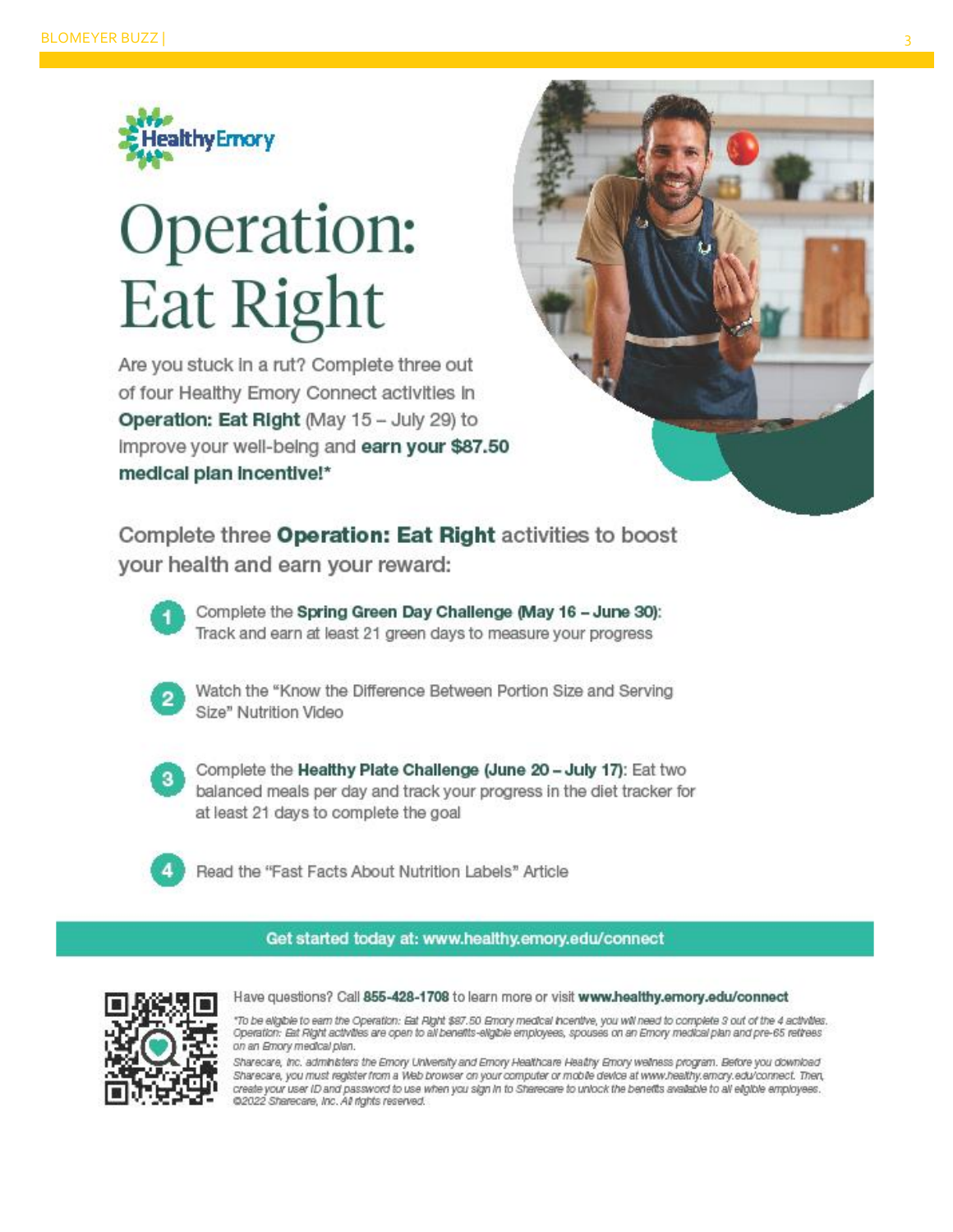HealthyEmory

# Operation: Eat Right

Are you stuck in a rut? Complete three out of four Healthy Emory Connect activities in **Operation: Eat Right** (May 15 – July 29) to improve your well-being and **earn your $87.50 medical plan incentive!***

## Complete three **Operation: Eat Right** activities to boost your health and earn your reward:

1. Complete the **Spring Green Day Challenge (May 16 – June 30)**: Track and earn at least 21 green days to measure your progress
2. Watch the "Know the Difference Between Portion Size and Serving Size" Nutrition Video
3. Complete the **Healthy Plate Challenge (June 20 – July 17)**: Eat two balanced meals per day and track your progress in the diet tracker for at least 21 days to complete the goal
4. Read the "Fast Facts About Nutrition Labels" Article

**Get started today at: www.healthy.emory.edu/connect**

Have questions? Call **855-428-1708** to learn more or visit **www.healthy.emory.edu/connect**

*To be eligible to earn the Operation: Eat Right $87.50 Emory medical incentive, you will need to complete 3 out of the 4 activities. Operation: Eat Right activities are open to all benefits-eligible employees, spouses on an Emory medical plan and pre-65 retirees on an Emory medical plan.*

*Sharecare, Inc. administers the Emory University and Emory Healthcare Healthy Emory wellness program. Before you download Sharecare, you must register from a Web browser on your computer or mobile device at www.healthy.emory.edu/connect. Then, create your user ID and password to use when you sign in to Sharecare to unlock the benefits available to all eligible employees. ©2022 Sharecare, Inc. All rights reserved.*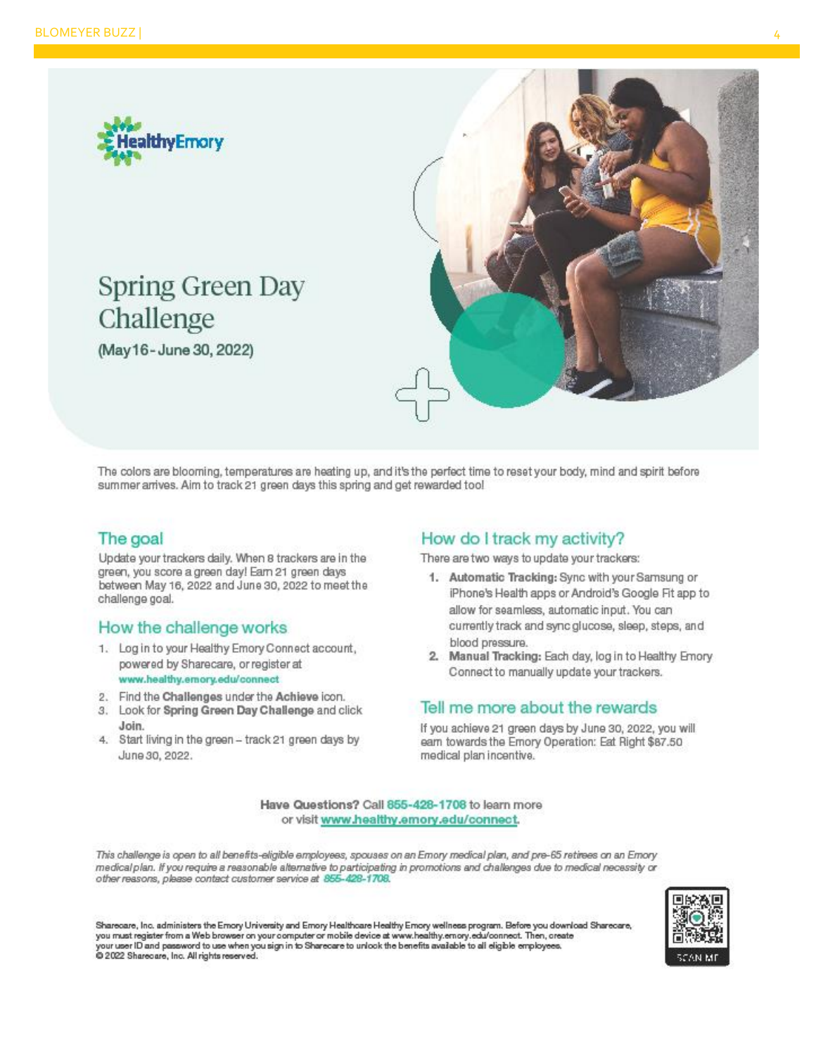HealthyEmory

# Spring Green Day Challenge

(May 16 - June 30, 2022)

The colors are blooming, temperatures are heating up, and it's the perfect time to reset your body, mind and spirit before summer arrives. Aim to track 21 green days this spring and get rewarded too!

## The goal

Update your trackers daily. When 8 trackers are in the green, you score a green day! Earn 21 green days between May 16, 2022 and June 30, 2022 to meet the challenge goal.

## How the challenge works

1. Log in to your Healthy Emory Connect account, powered by Sharecare, or register at **www.healthy.emory.edu/connect**
2. Find the **Challenges** under the **Achieve** icon.
3. Look for **Spring Green Day Challenge** and click **Join**.
4. Start living in the green – track 21 green days by June 30, 2022.

## How do I track my activity?

There are two ways to update your trackers:

1. **Automatic Tracking:** Sync with your Samsung or iPhone's Health apps or Android's Google Fit app to allow for seamless, automatic input. You can currently track and sync glucose, sleep, steps, and blood pressure.
2. **Manual Tracking:** Each day, log in to Healthy Emory Connect to manually update your trackers.

## Tell me more about the rewards

If you achieve 21 green days by June 30, 2022, you will earn towards the Emory Operation: Eat Right $67.50 medical plan incentive.

**Have Questions?** Call **855-428-1708** to learn more or visit **www.healthy.emory.edu/connect.**

*This challenge is open to all benefits-eligible employees, spouses on an Emory medical plan, and pre-65 retirees on an Emory medical plan. If you require a reasonable alternative to participating in promotions and challenges due to medical necessity or other reasons, please contact customer service at 855-428-1708.*

Sharecare, Inc. administers the Emory University and Emory Healthcare Healthy Emory wellness program. Before you download Sharecare, you must register from a Web browser on your computer or mobile device at www.healthy.emory.edu/connect. Then, create your user ID and password to use when you sign in to Sharecare to unlock the benefits available to all eligible employees.
© 2022 Sharecare, Inc. All rights reserved.

SCAN ME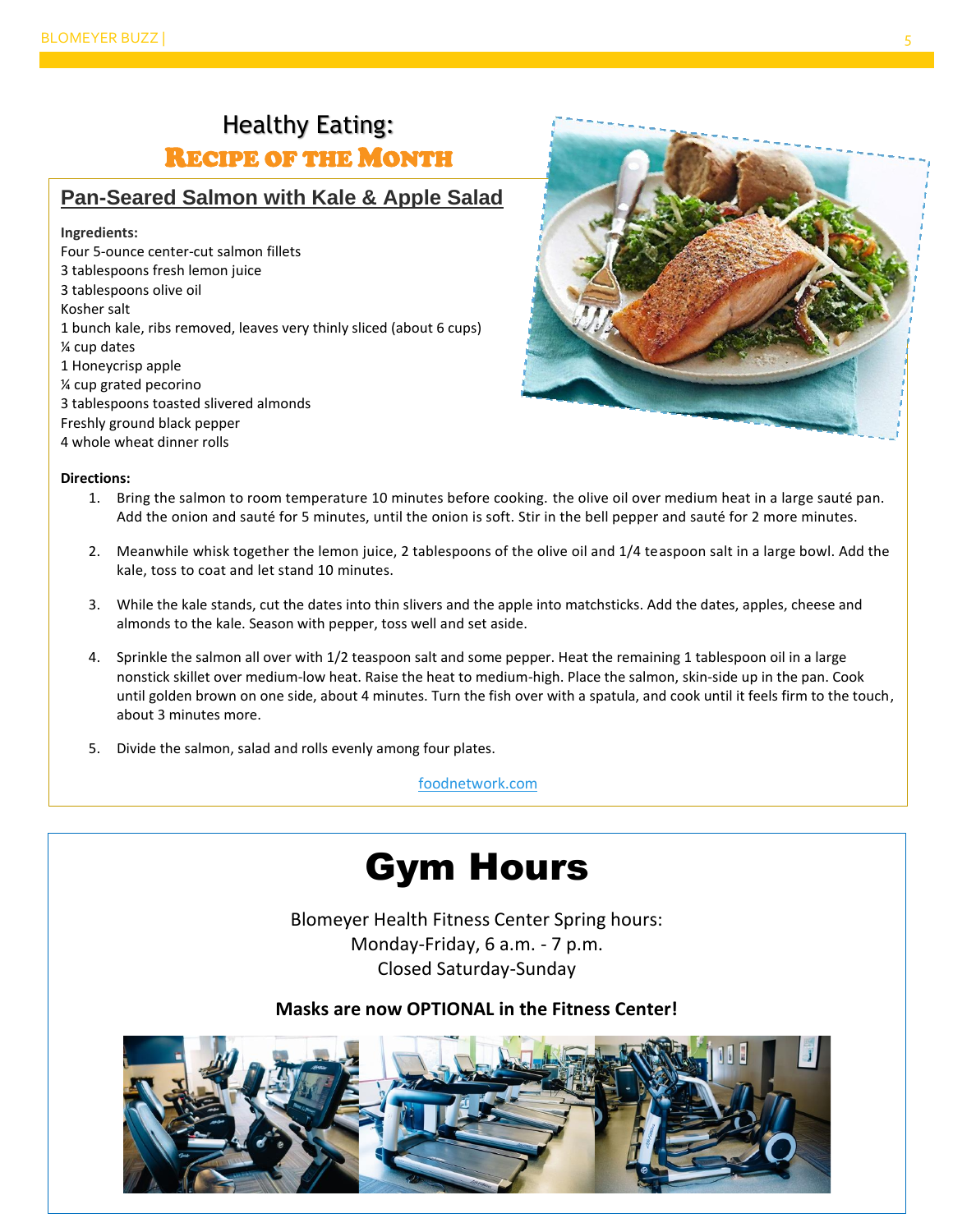## Healthy Eating:
## Recipe of the Month

### Pan-Seared Salmon with Kale & Apple Salad

**Ingredients:**

Four 5-ounce center-cut salmon fillets
3 tablespoons fresh lemon juice
3 tablespoons olive oil
Kosher salt
1 bunch kale, ribs removed, leaves very thinly sliced (about 6 cups)
¼ cup dates
1 Honeycrisp apple
¼ cup grated pecorino
3 tablespoons toasted slivered almonds
Freshly ground black pepper
4 whole wheat dinner rolls

**Directions:**

1. Bring the salmon to room temperature 10 minutes before cooking. the olive oil over medium heat in a large sauté pan. Add the onion and sauté for 5 minutes, until the onion is soft. Stir in the bell pepper and sauté for 2 more minutes.
2. Meanwhile whisk together the lemon juice, 2 tablespoons of the olive oil and 1/4 teaspoon salt in a large bowl. Add the kale, toss to coat and let stand 10 minutes.
3. While the kale stands, cut the dates into thin slivers and the apple into matchsticks. Add the dates, apples, cheese and almonds to the kale. Season with pepper, toss well and set aside.
4. Sprinkle the salmon all over with 1/2 teaspoon salt and some pepper. Heat the remaining 1 tablespoon oil in a large nonstick skillet over medium-low heat. Raise the heat to medium-high. Place the salmon, skin-side up in the pan. Cook until golden brown on one side, about 4 minutes. Turn the fish over with a spatula, and cook until it feels firm to the touch, about 3 minutes more.
5. Divide the salmon, salad and rolls evenly among four plates.

foodnetwork.com

# Gym Hours

Blomeyer Health Fitness Center Spring hours:
Monday-Friday, 6 a.m. - 7 p.m.
Closed Saturday-Sunday

**Masks are now OPTIONAL in the Fitness Center!**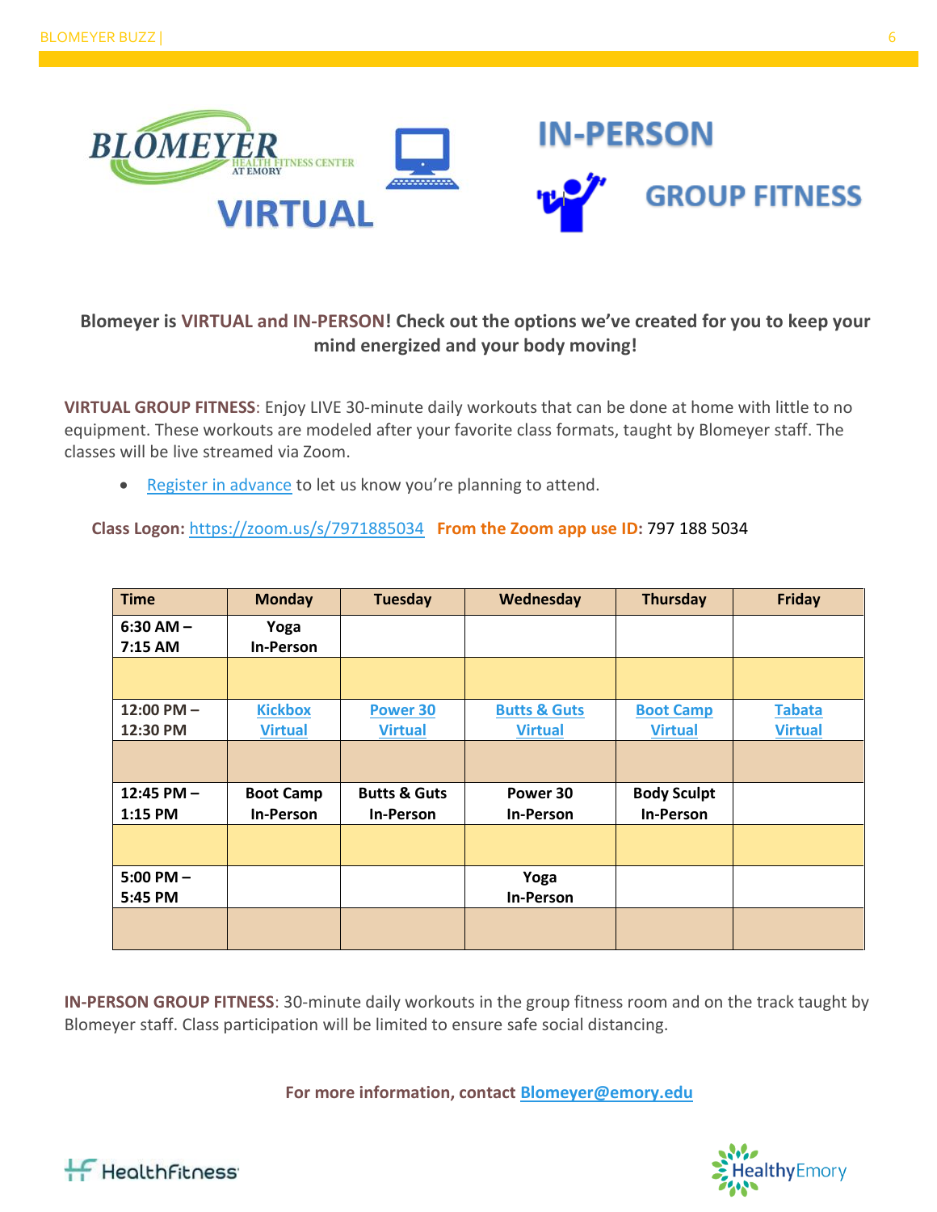# VIRTUAL

# IN-PERSON GROUP FITNESS

**Blomeyer is VIRTUAL and IN-PERSON! Check out the options we've created for you to keep your mind energized and your body moving!**

**VIRTUAL GROUP FITNESS**: Enjoy LIVE 30-minute daily workouts that can be done at home with little to no equipment. These workouts are modeled after your favorite class formats, taught by Blomeyer staff. The classes will be live streamed via Zoom.

- Register in advance to let us know you're planning to attend.

**Class Logon:** https://zoom.us/s/7971885034 **From the Zoom app use ID:** 797 188 5034

| Time | Monday | Tuesday | Wednesday | Thursday | Friday |
|---|---|---|---|---|---|
| 6:30 AM – 7:15 AM | Yoga In-Person | | | | |
| | | | | | |
| 12:00 PM – 12:30 PM | Kickbox Virtual | Power 30 Virtual | Butts & Guts Virtual | Boot Camp Virtual | Tabata Virtual |
| | | | | | |
| 12:45 PM – 1:15 PM | Boot Camp In-Person | Butts & Guts In-Person | Power 30 In-Person | Body Sculpt In-Person | |
| | | | | | |
| 5:00 PM – 5:45 PM | | | Yoga In-Person | | |
| | | | | | |

**IN-PERSON GROUP FITNESS**: 30-minute daily workouts in the group fitness room and on the track taught by Blomeyer staff. Class participation will be limited to ensure safe social distancing.

**For more information, contact Blomeyer@emory.edu**